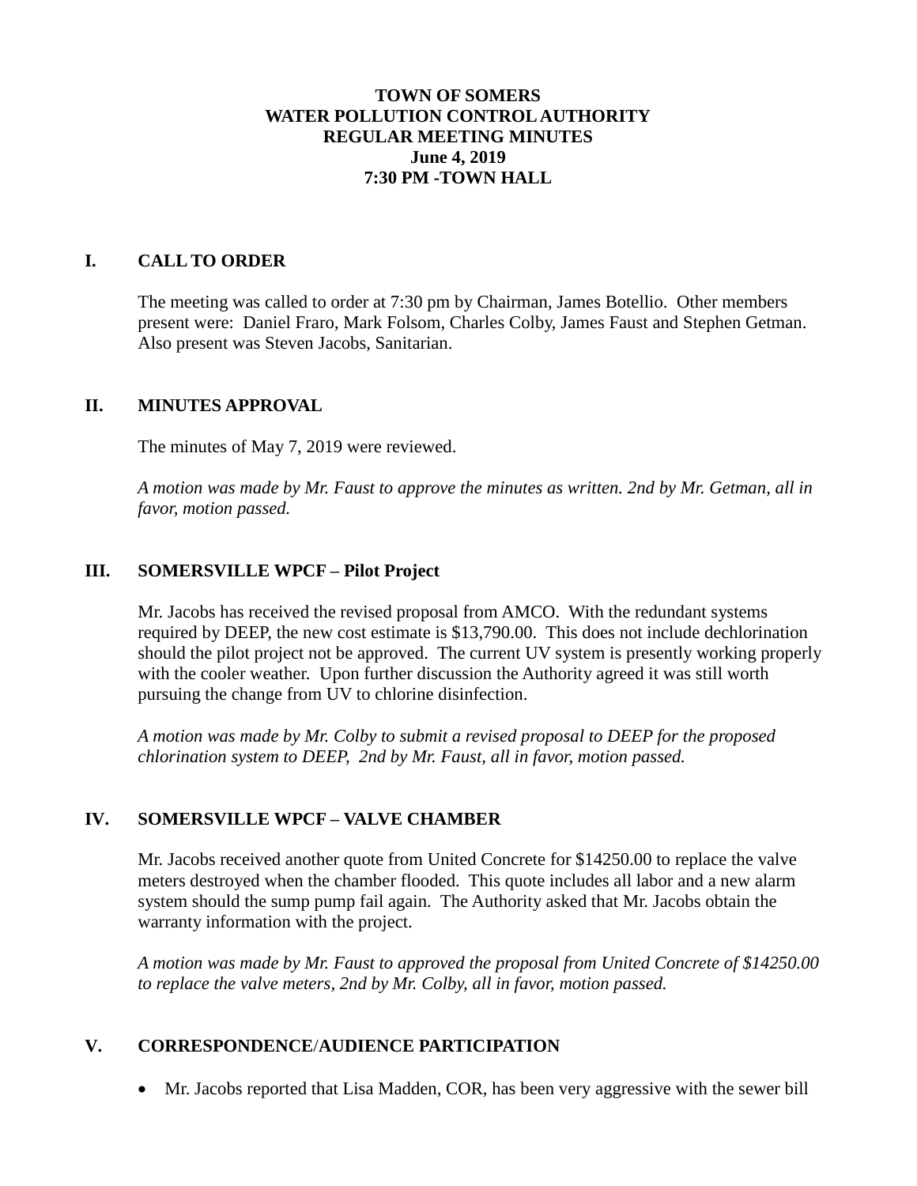**TOWN OF SOMERS**
**WATER POLLUTION CONTROL AUTHORITY**
**REGULAR MEETING MINUTES**
**June 4, 2019**
**7:30 PM -TOWN HALL**

## I. CALL TO ORDER

The meeting was called to order at 7:30 pm by Chairman, James Botellio. Other members present were: Daniel Fraro, Mark Folsom, Charles Colby, James Faust and Stephen Getman. Also present was Steven Jacobs, Sanitarian.

## II. MINUTES APPROVAL

The minutes of May 7, 2019 were reviewed.

*A motion was made by Mr. Faust to approve the minutes as written. 2nd by Mr. Getman, all in favor, motion passed.*

## III. SOMERSVILLE WPCF – Pilot Project

Mr. Jacobs has received the revised proposal from AMCO. With the redundant systems required by DEEP, the new cost estimate is $13,790.00. This does not include dechlorination should the pilot project not be approved. The current UV system is presently working properly with the cooler weather. Upon further discussion the Authority agreed it was still worth pursuing the change from UV to chlorine disinfection.

*A motion was made by Mr. Colby to submit a revised proposal to DEEP for the proposed chlorination system to DEEP, 2nd by Mr. Faust, all in favor, motion passed.*

## IV. SOMERSVILLE WPCF – VALVE CHAMBER

Mr. Jacobs received another quote from United Concrete for $14250.00 to replace the valve meters destroyed when the chamber flooded. This quote includes all labor and a new alarm system should the sump pump fail again. The Authority asked that Mr. Jacobs obtain the warranty information with the project.

*A motion was made by Mr. Faust to approved the proposal from United Concrete of $14250.00 to replace the valve meters, 2nd by Mr. Colby, all in favor, motion passed.*

## V. CORRESPONDENCE/AUDIENCE PARTICIPATION

- Mr. Jacobs reported that Lisa Madden, COR, has been very aggressive with the sewer bill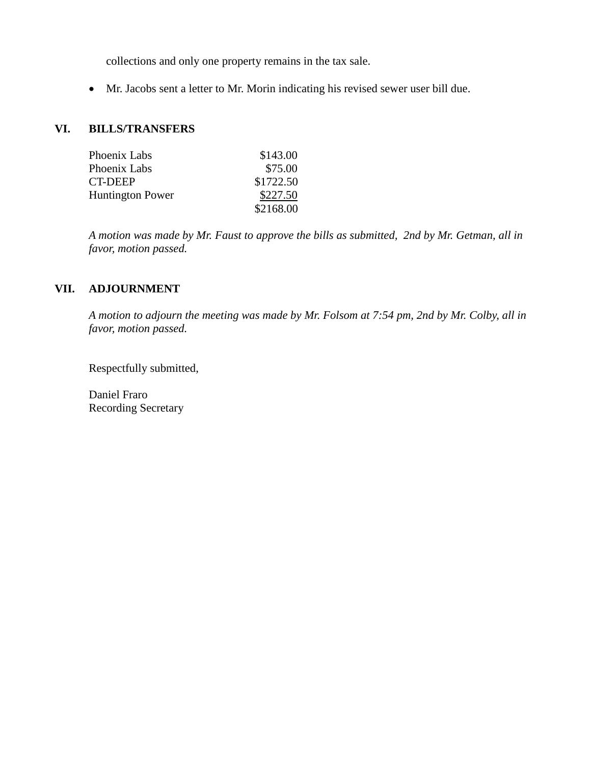collections and only one property remains in the tax sale.

- Mr. Jacobs sent a letter to Mr. Morin indicating his revised sewer user bill due.

## VI. BILLS/TRANSFERS

| | |
|---|---:|
| Phoenix Labs | $143.00 |
| Phoenix Labs | $75.00 |
| CT-DEEP | $1722.50 |
| Huntington Power | $227.50 |
| | $2168.00 |

*A motion was made by Mr. Faust to approve the bills as submitted, 2nd by Mr. Getman, all in favor, motion passed.*

## VII. ADJOURNMENT

*A motion to adjourn the meeting was made by Mr. Folsom at 7:54 pm, 2nd by Mr. Colby, all in favor, motion passed.*

Respectfully submitted,

Daniel Fraro
Recording Secretary